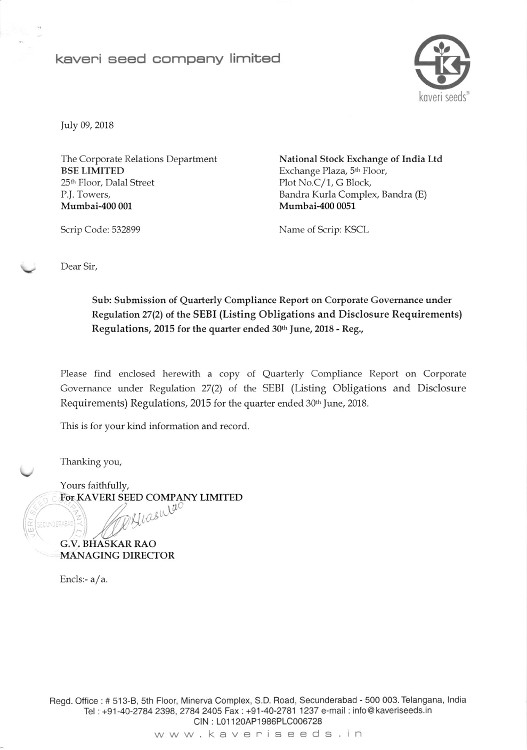# kaveri seed company limited

July 09, 2018

The Corporate Relations Department
**BSE LIMITED**
25th Floor, Dalal Street
P.J. Towers,
**Mumbai-400 001**

Scrip Code: 532899

**National Stock Exchange of India Ltd**
Exchange Plaza, 5th Floor,
Plot No.C/1, G Block,
Bandra Kurla Complex, Bandra (E)
**Mumbai-400 0051**

Name of Scrip: KSCL

Dear Sir,

**Sub: Submission of Quarterly Compliance Report on Corporate Governance under Regulation 27(2) of the SEBI (Listing Obligations and Disclosure Requirements) Regulations, 2015 for the quarter ended 30th June, 2018 - Reg.,**

Please find enclosed herewith a copy of Quarterly Compliance Report on Corporate Governance under Regulation 27(2) of the SEBI (Listing Obligations and Disclosure Requirements) Regulations, 2015 for the quarter ended 30th June, 2018.

This is for your kind information and record.

Thanking you,

Yours faithfully,
**For KAVERI SEED COMPANY LIMITED**

**G.V. BHASKAR RAO**
**MANAGING DIRECTOR**

Encls:- a/a.

Regd. Office : # 513-B, 5th Floor, Minerva Complex, S.D. Road, Secunderabad - 500 003. Telangana, India
Tel : +91-40-2784 2398, 2784 2405 Fax : +91-40-2781 1237 e-mail : info@kaveriseeds.in
CIN : L01120AP1986PLC006728
www.kaveriseeds.in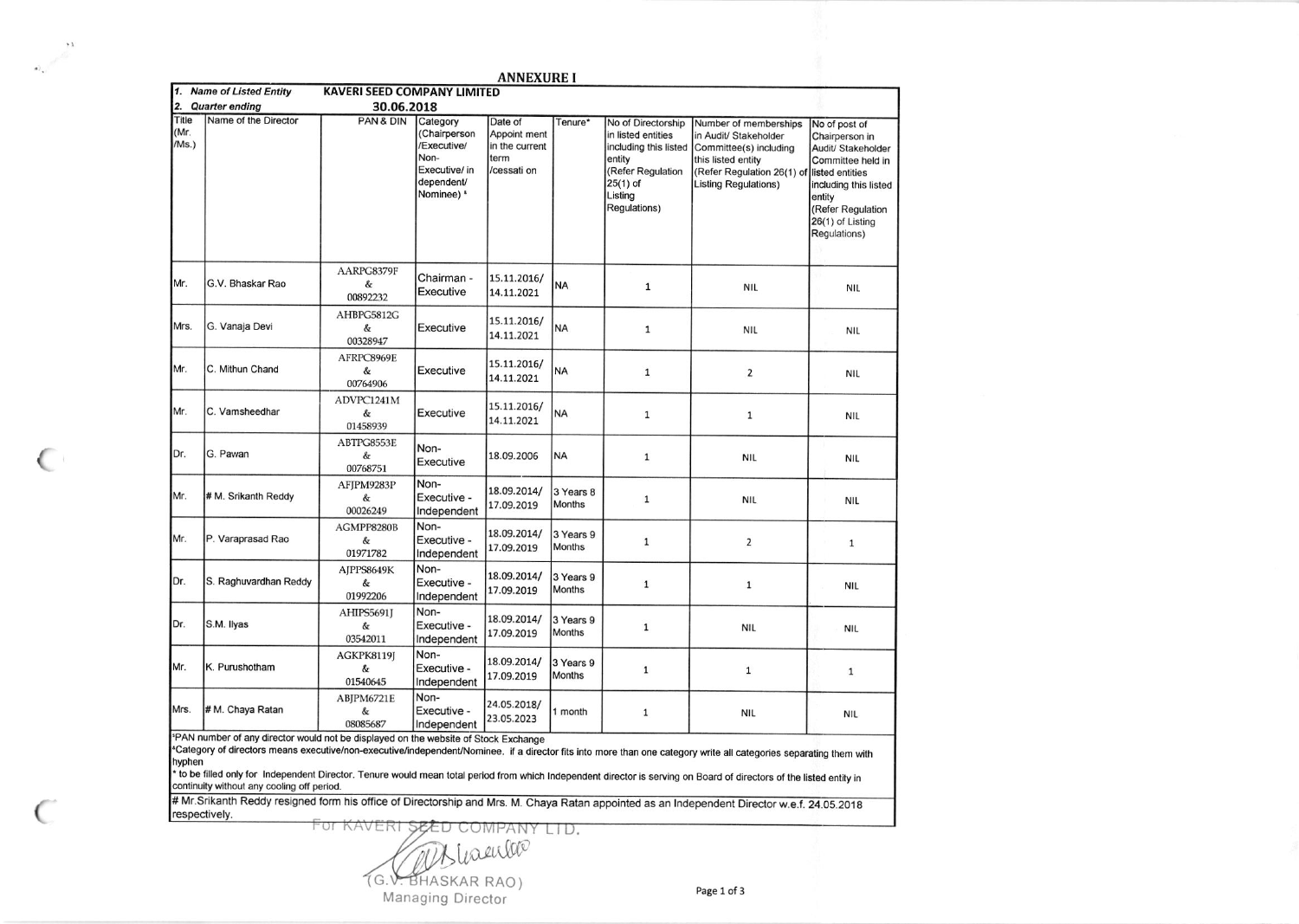## ANNEXURE I

| 1. *Name of Listed Entity* | | KAVERI SEED COMPANY LIMITED | | | | | | |
|---|---|---|---|---|---|---|---|---|
| 2. *Quarter ending* | | 30.06.2018 | | | | | | |
| Title (Mr. /Ms.) | Name of the Director | PAN & DIN | Category (Chairperson /Executive/ Non-Executive/ in dependent/ Nominee) * | Date of Appoint ment in the current term /cessati on | Tenure* | No of Directorship in listed entities including this listed entity (Refer Regulation 25(1) of Listing Regulations) | Number of memberships in Audit/ Stakeholder Committee(s) including this listed entity (Refer Regulation 26(1) of Listing Regulations) | No of post of Chairperson in Audit/ Stakeholder Committee held in listed entities including this listed entity (Refer Regulation 26(1) of Listing Regulations) |
| Mr. | G.V. Bhaskar Rao | AARPG8379F & 00892232 | Chairman - Executive | 15.11.2016/ 14.11.2021 | NA | 1 | NIL | NIL |
| Mrs. | G. Vanaja Devi | AHBPG5812G & 00328947 | Executive | 15.11.2016/ 14.11.2021 | NA | 1 | NIL | NIL |
| Mr. | C. Mithun Chand | AFRPC8969E & 00764906 | Executive | 15.11.2016/ 14.11.2021 | NA | 1 | 2 | NIL |
| Mr. | C. Vamsheedhar | ADVPC1241M & 01458939 | Executive | 15.11.2016/ 14.11.2021 | NA | 1 | 1 | NIL |
| Dr. | G. Pawan | ABTPG8553E & 00768751 | Non-Executive | 18.09.2006 | NA | 1 | NIL | NIL |
| Mr. | # M. Srikanth Reddy | AFJPM9283P & 00026249 | Non-Executive - Independent | 18.09.2014/ 17.09.2019 | 3 Years 8 Months | 1 | NIL | NIL |
| Mr. | P. Varaprasad Rao | AGMPP8280B & 01971782 | Non-Executive - Independent | 18.09.2014/ 17.09.2019 | 3 Years 9 Months | 1 | 2 | 1 |
| Dr. | S. Raghuvardhan Reddy | AJPPS8649K & 01992206 | Non-Executive - Independent | 18.09.2014/ 17.09.2019 | 3 Years 9 Months | 1 | 1 | NIL |
| Dr. | S.M. Ilyas | AHIPS5691J & 03542011 | Non-Executive - Independent | 18.09.2014/ 17.09.2019 | 3 Years 9 Months | 1 | NIL | NIL |
| Mr. | K. Purushotham | AGKPK8119J & 01540645 | Non-Executive - Independent | 18.09.2014/ 17.09.2019 | 3 Years 9 Months | 1 | 1 | 1 |
| Mrs. | # M. Chaya Ratan | ABJPM6721E & 08085687 | Non-Executive - Independent | 24.05.2018/ 23.05.2023 | 1 month | 1 | NIL | NIL |

ᵃPAN number of any director would not be displayed on the website of Stock Exchange

ᵃCategory of directors means executive/non-executive/independent/Nominee. if a director fits into more than one category write all categories separating them with hyphen

* to be filled only for Independent Director. Tenure would mean total period from which Independent director is serving on Board of directors of the listed entity in continuity without any cooling off period.

# Mr.Srikanth Reddy resigned form his office of Directorship and Mrs. M. Chaya Ratan appointed as an Independent Director w.e.f. 24.05.2018 respectively.

For KAVERI SEED COMPANY LTD.

(G.V. BHASKAR RAO)
Managing Director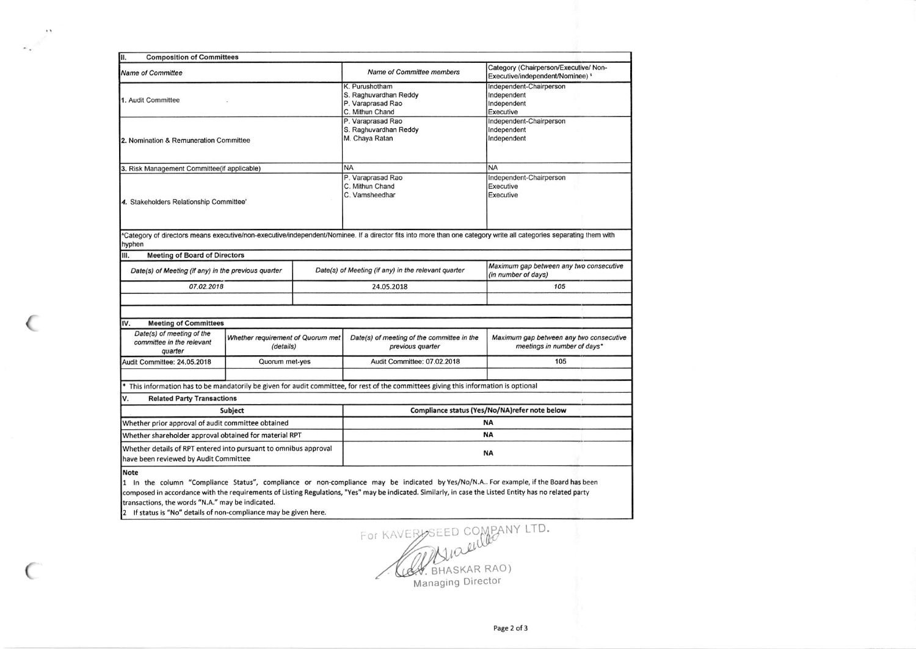## II. Composition of Committees

| Name of Committee | Name of Committee members | Category (Chairperson/Executive/ Non-Executive/independent/Nominee) [s] |
|---|---|---|
| 1. Audit Committee | K. Purushotham<br>S. Raghuvardhan Reddy<br>P. Varaprasad Rao<br>C. Mithun Chand | Independent-Chairperson<br>Independent<br>Independent<br>Executive |
| 2. Nomination & Remuneration Committee | P. Varaprasad Rao<br>S. Raghuvardhan Reddy<br>M. Chaya Ratan | Independent-Chairperson<br>Independent<br>Independent |
| 3. Risk Management Committee(if applicable) | NA | NA |
| 4. Stakeholders Relationship Committee' | P. Varaprasad Rao<br>C. Mithun Chand<br>C. Vamsheedhar | Independent-Chairperson<br>Executive<br>Executive |

[s]Category of directors means executive/non-executive/independent/Nominee. If a director fits into more than one category write all categories separating them with hyphen

## III. Meeting of Board of Directors

| Date(s) of Meeting (if any) in the previous quarter | Date(s) of Meeting (if any) in the relevant quarter | Maximum gap between any two consecutive (in number of days) |
|---|---|---|
| 07.02.2018 | 24.05.2018 | 105 |
| | | |

## IV. Meeting of Committees

| Date(s) of meeting of the committee in the relevant quarter | Whether requirement of Quorum met (details) | Date(s) of meeting of the committee in the previous quarter | Maximum gap between any two consecutive meetings in number of days* |
|---|---|---|---|
| Audit Committee: 24.05.2018 | Quorum met-yes | Audit Committee: 07.02.2018 | 105 |
| | | | |

\* This information has to be mandatorily be given for audit committee, for rest of the committees giving this information is optional

## V. Related Party Transactions

| Subject | Compliance status (Yes/No/NA)refer note below |
|---|---|
| Whether prior approval of audit committee obtained | NA |
| Whether shareholder approval obtained for material RPT | NA |
| Whether details of RPT entered into pursuant to omnibus approval have been reviewed by Audit Committee | NA |

**Note**

1 In the column "Compliance Status", compliance or non-compliance may be indicated by Yes/No/N.A.. For example, if the Board has been composed in accordance with the requirements of Listing Regulations, "Yes" may be indicated. Similarly, in case the Listed Entity has no related party transactions, the words "N.A." may be indicated.

2 If status is "No" details of non-compliance may be given here.

For KAVERI SEED COMPANY LTD.

(G.V. BHASKAR RAO)
Managing Director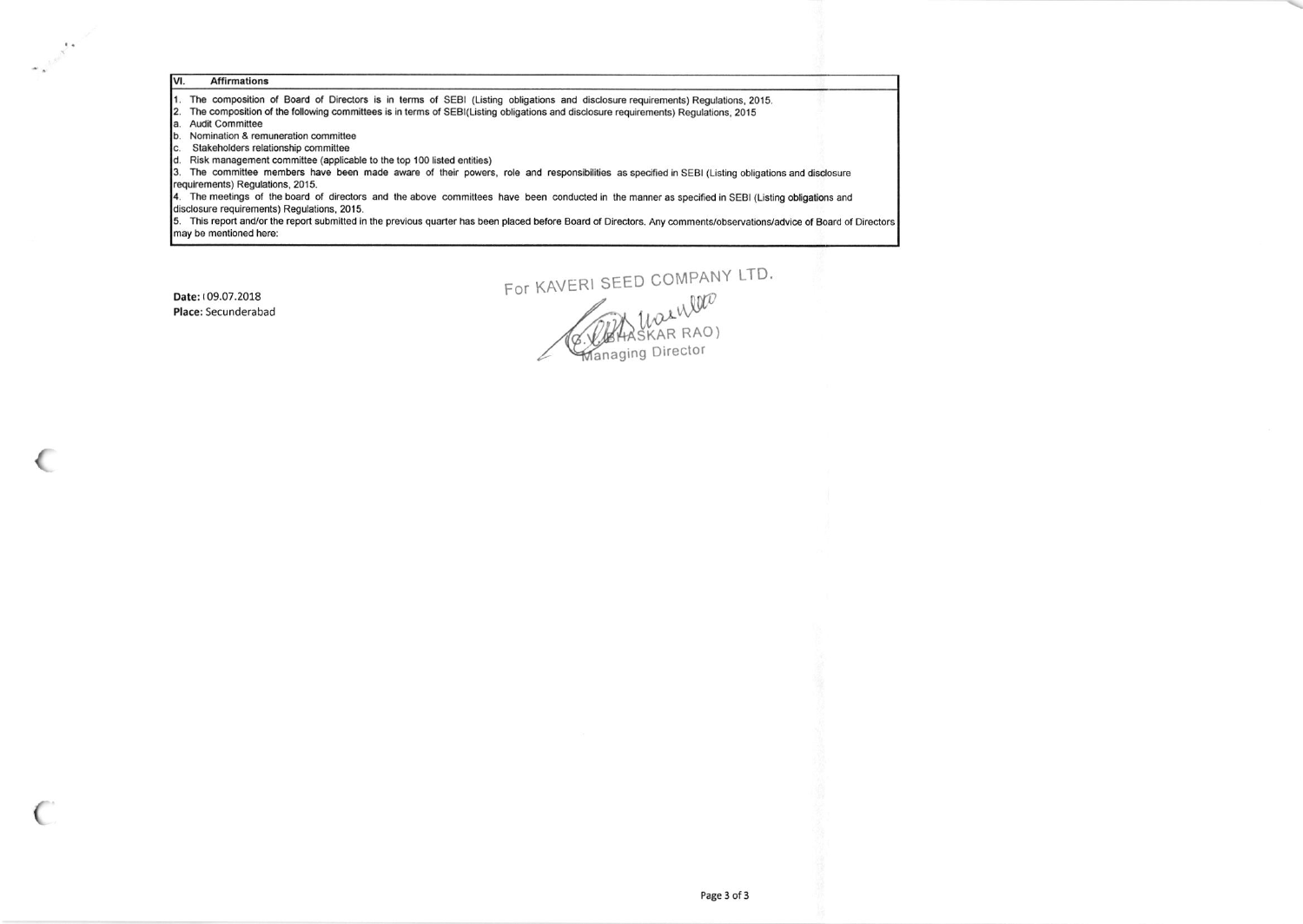## VI. Affirmations

1. The composition of Board of Directors is in terms of SEBI (Listing obligations and disclosure requirements) Regulations, 2015.
2. The composition of the following committees is in terms of SEBI(Listing obligations and disclosure requirements) Regulations, 2015

a. Audit Committee

b. Nomination & remuneration committee

c. Stakeholders relationship committee

d. Risk management committee (applicable to the top 100 listed entities)

3. The committee members have been made aware of their powers, role and responsibilities as specified in SEBI (Listing obligations and disclosure requirements) Regulations, 2015.
4. The meetings of the board of directors and the above committees have been conducted in the manner as specified in SEBI (Listing obligations and disclosure requirements) Regulations, 2015.
5. This report and/or the report submitted in the previous quarter has been placed before Board of Directors. Any comments/observations/advice of Board of Directors may be mentioned here:

**Date:** 09.07.2018
**Place:** Secunderabad

For KAVERI SEED COMPANY LTD.

(G.V. BHASKAR RAO)
Managing Director